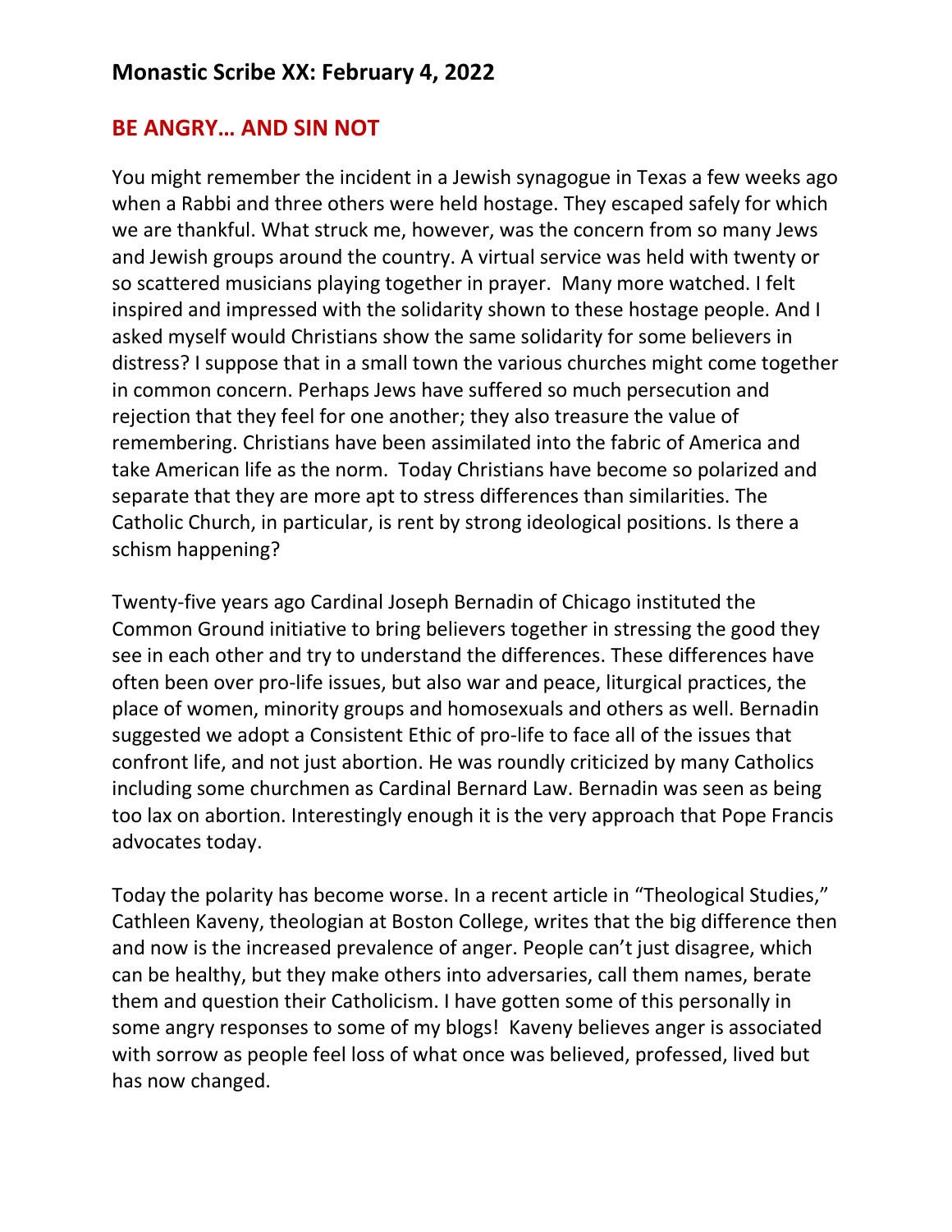## Monastic Scribe XX: February 4, 2022

## BE ANGRY… AND SIN NOT

You might remember the incident in a Jewish synagogue in Texas a few weeks ago when a Rabbi and three others were held hostage. They escaped safely for which we are thankful. What struck me, however, was the concern from so many Jews and Jewish groups around the country. A virtual service was held with twenty or so scattered musicians playing together in prayer. Many more watched. I felt inspired and impressed with the solidarity shown to these hostage people. And I asked myself would Christians show the same solidarity for some believers in distress? I suppose that in a small town the various churches might come together in common concern. Perhaps Jews have suffered so much persecution and rejection that they feel for one another; they also treasure the value of remembering. Christians have been assimilated into the fabric of America and take American life as the norm. Today Christians have become so polarized and separate that they are more apt to stress differences than similarities. The Catholic Church, in particular, is rent by strong ideological positions. Is there a schism happening?

Twenty-five years ago Cardinal Joseph Bernadin of Chicago instituted the Common Ground initiative to bring believers together in stressing the good they see in each other and try to understand the differences. These differences have often been over pro-life issues, but also war and peace, liturgical practices, the place of women, minority groups and homosexuals and others as well. Bernadin suggested we adopt a Consistent Ethic of pro-life to face all of the issues that confront life, and not just abortion. He was roundly criticized by many Catholics including some churchmen as Cardinal Bernard Law. Bernadin was seen as being too lax on abortion. Interestingly enough it is the very approach that Pope Francis advocates today.

Today the polarity has become worse. In a recent article in "Theological Studies," Cathleen Kaveny, theologian at Boston College, writes that the big difference then and now is the increased prevalence of anger. People can't just disagree, which can be healthy, but they make others into adversaries, call them names, berate them and question their Catholicism. I have gotten some of this personally in some angry responses to some of my blogs! Kaveny believes anger is associated with sorrow as people feel loss of what once was believed, professed, lived but has now changed.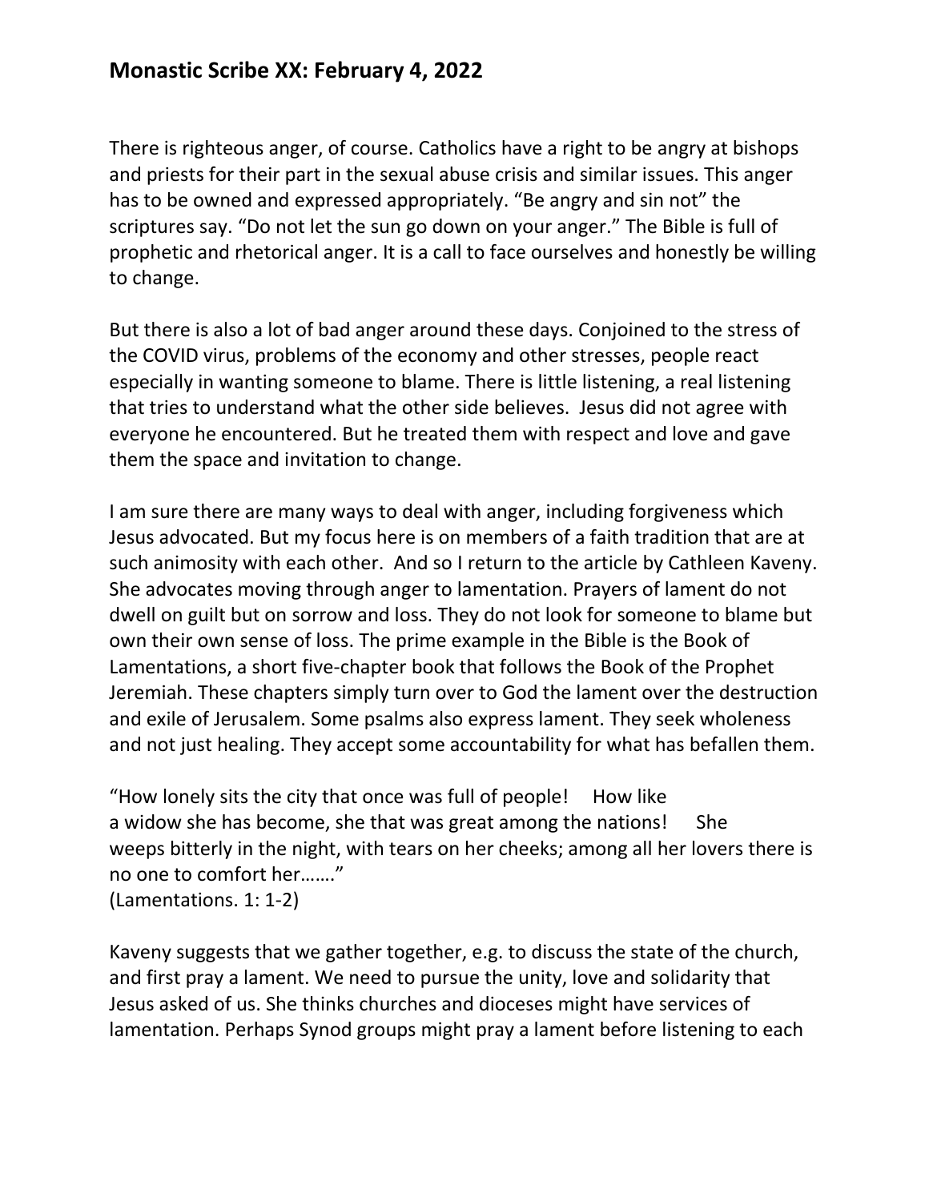## Monastic Scribe XX: February 4, 2022

There is righteous anger, of course. Catholics have a right to be angry at bishops and priests for their part in the sexual abuse crisis and similar issues. This anger has to be owned and expressed appropriately. “Be angry and sin not” the scriptures say. “Do not let the sun go down on your anger.” The Bible is full of prophetic and rhetorical anger. It is a call to face ourselves and honestly be willing to change.

But there is also a lot of bad anger around these days. Conjoined to the stress of the COVID virus, problems of the economy and other stresses, people react especially in wanting someone to blame. There is little listening, a real listening that tries to understand what the other side believes. Jesus did not agree with everyone he encountered. But he treated them with respect and love and gave them the space and invitation to change.

I am sure there are many ways to deal with anger, including forgiveness which Jesus advocated. But my focus here is on members of a faith tradition that are at such animosity with each other. And so I return to the article by Cathleen Kaveny. She advocates moving through anger to lamentation. Prayers of lament do not dwell on guilt but on sorrow and loss. They do not look for someone to blame but own their own sense of loss. The prime example in the Bible is the Book of Lamentations, a short five-chapter book that follows the Book of the Prophet Jeremiah. These chapters simply turn over to God the lament over the destruction and exile of Jerusalem. Some psalms also express lament. They seek wholeness and not just healing. They accept some accountability for what has befallen them.

“How lonely sits the city that once was full of people! How like a widow she has become, she that was great among the nations! She weeps bitterly in the night, with tears on her cheeks; among all her lovers there is no one to comfort her…….”
(Lamentations. 1: 1-2)

Kaveny suggests that we gather together, e.g. to discuss the state of the church, and first pray a lament. We need to pursue the unity, love and solidarity that Jesus asked of us. She thinks churches and dioceses might have services of lamentation. Perhaps Synod groups might pray a lament before listening to each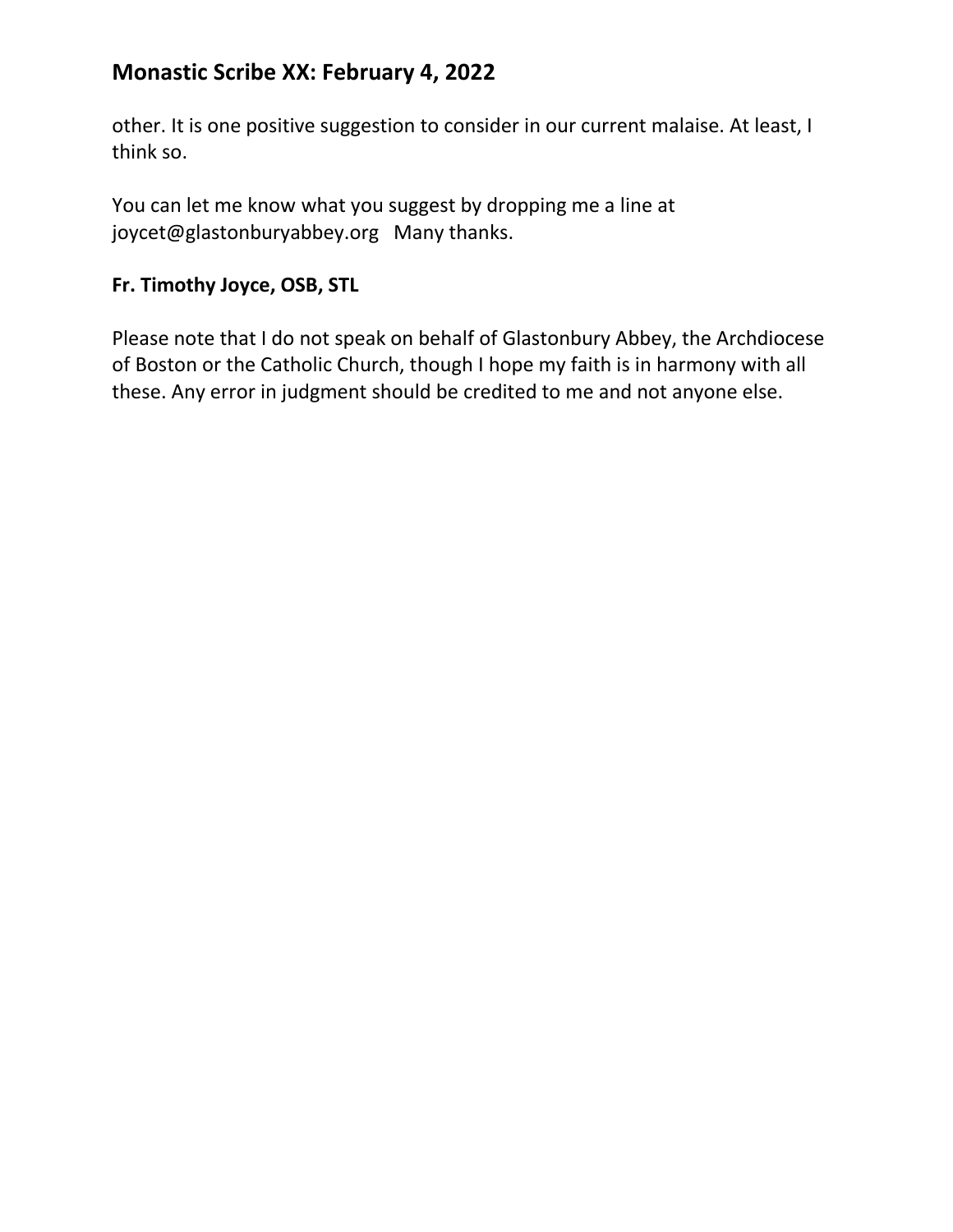other. It is one positive suggestion to consider in our current malaise. At least, I think so.

You can let me know what you suggest by dropping me a line at joycet@glastonburyabbey.org   Many thanks.

**Fr. Timothy Joyce, OSB, STL**

Please note that I do not speak on behalf of Glastonbury Abbey, the Archdiocese of Boston or the Catholic Church, though I hope my faith is in harmony with all these. Any error in judgment should be credited to me and not anyone else.